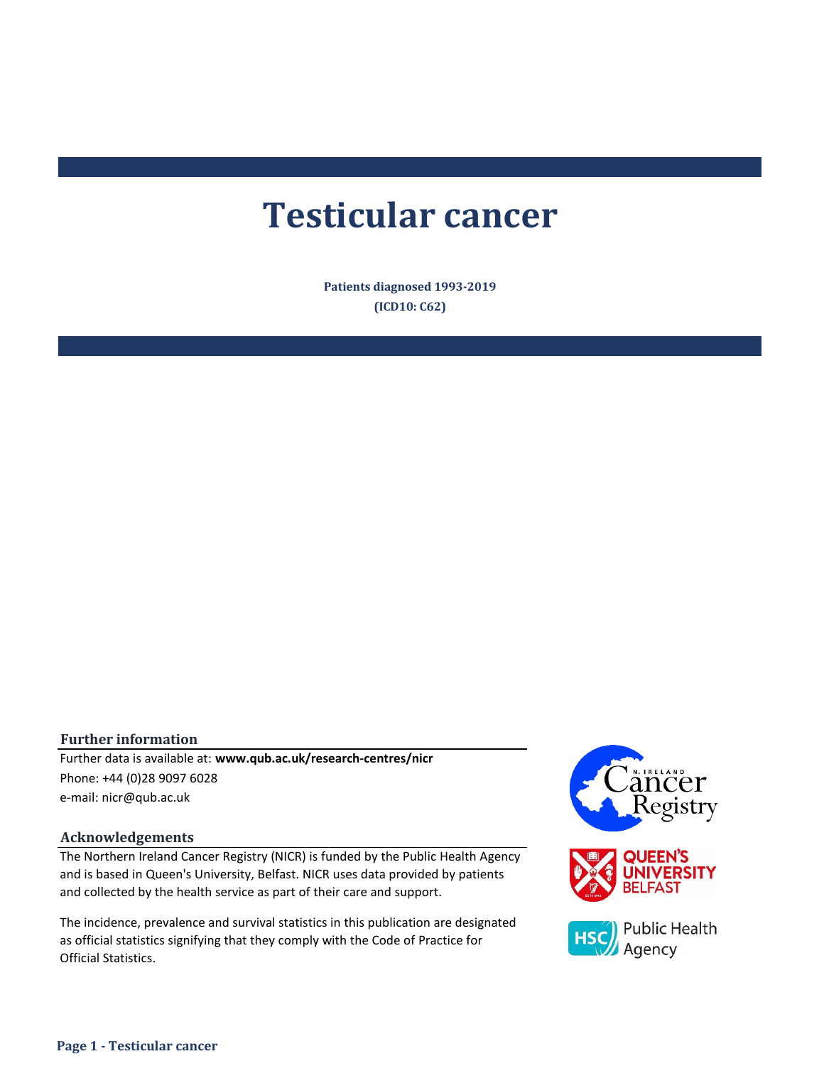# Testicular cancer

**Patients diagnosed 1993-2019**

**(ICD10: C62)**

### Further information

Further data is available at: **www.qub.ac.uk/research-centres/nicr**

Phone: +44 (0)28 9097 6028

e-mail: nicr@qub.ac.uk

### Acknowledgements

The Northern Ireland Cancer Registry (NICR) is funded by the Public Health Agency and is based in Queen's University, Belfast. NICR uses data provided by patients and collected by the health service as part of their care and support.

The incidence, prevalence and survival statistics in this publication are designated as official statistics signifying that they comply with the Code of Practice for Official Statistics.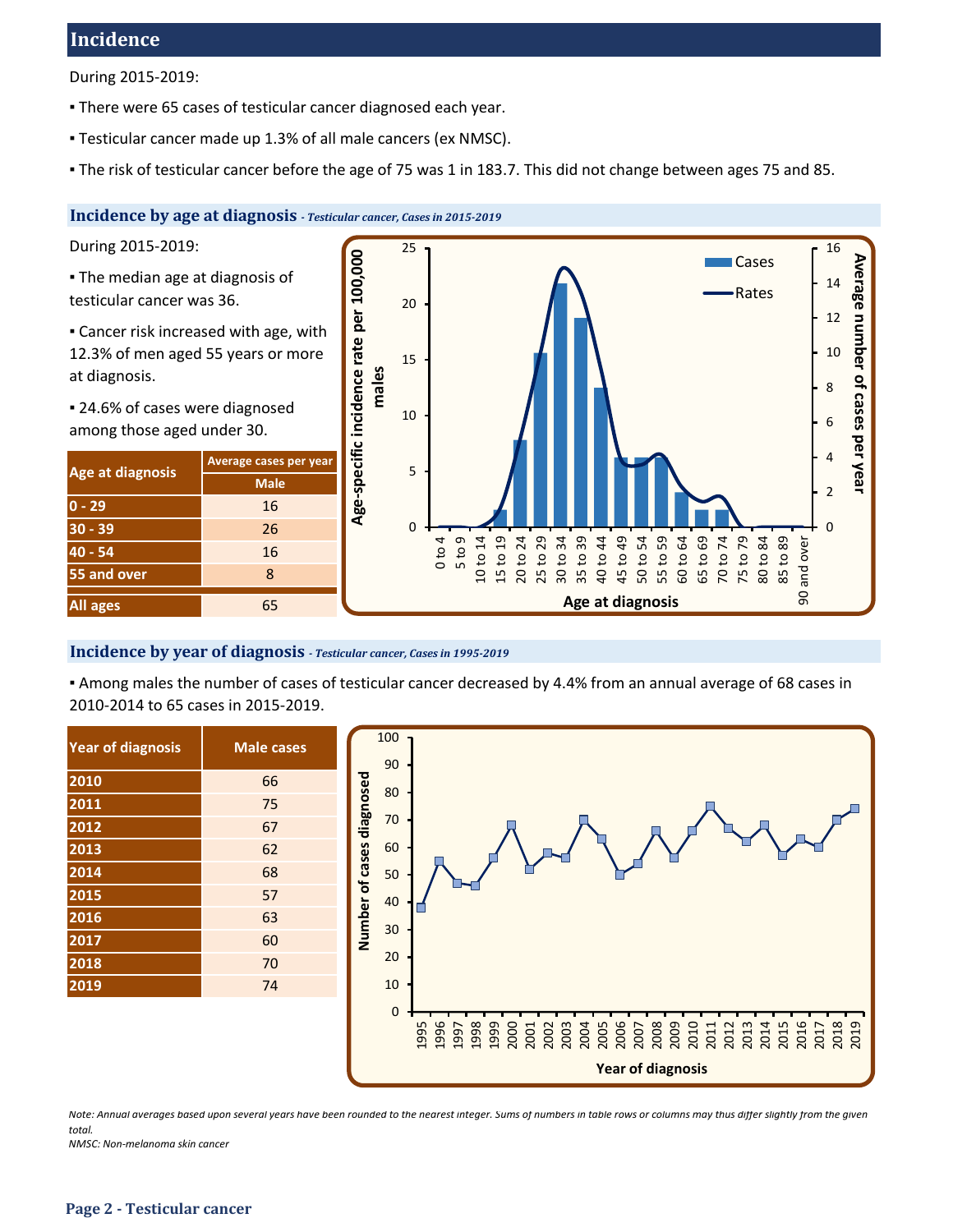# Incidence

During 2015-2019:

▪ There were 65 cases of testicular cancer diagnosed each year.

▪ Testicular cancer made up 1.3% of all male cancers (ex NMSC).

▪ The risk of testicular cancer before the age of 75 was 1 in 183.7. This did not change between ages 75 and 85.

## Incidence by age at diagnosis *- Testicular cancer, Cases in 2015-2019*

During 2015-2019:

▪ The median age at diagnosis of testicular cancer was 36.

▪ Cancer risk increased with age, with 12.3% of men aged 55 years or more at diagnosis.

▪ 24.6% of cases were diagnosed among those aged under 30.

| Age at diagnosis | Average cases per year |
|---|---|
| | Male |
| 0 - 29 | 16 |
| 30 - 39 | 26 |
| 40 - 54 | 16 |
| 55 and over | 8 |
| All ages | 65 |

## Incidence by year of diagnosis *- Testicular cancer, Cases in 1995-2019*

▪ Among males the number of cases of testicular cancer decreased by 4.4% from an annual average of 68 cases in 2010-2014 to 65 cases in 2015-2019.

| Year of diagnosis | Male cases |
|---|---|
| 2010 | 66 |
| 2011 | 75 |
| 2012 | 67 |
| 2013 | 62 |
| 2014 | 68 |
| 2015 | 57 |
| 2016 | 63 |
| 2017 | 60 |
| 2018 | 70 |
| 2019 | 74 |

*Note: Annual averages based upon several years have been rounded to the nearest integer. Sums of numbers in table rows or columns may thus differ slightly from the given total.*

*NMSC: Non-melanoma skin cancer*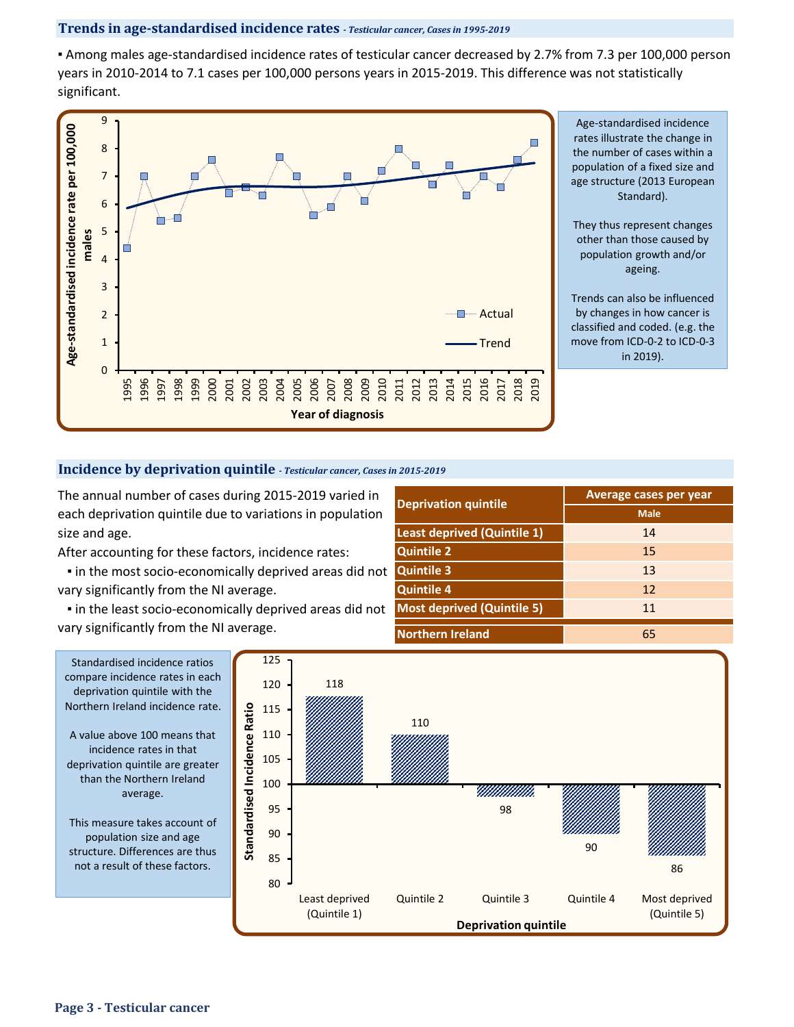## Trends in age-standardised incidence rates *- Testicular cancer, Cases in 1995-2019*

▪ Among males age-standardised incidence rates of testicular cancer decreased by 2.7% from 7.3 per 100,000 person years in 2010-2014 to 7.1 cases per 100,000 persons years in 2015-2019. This difference was not statistically significant.

Age-standardised incidence rates illustrate the change in the number of cases within a population of a fixed size and age structure (2013 European Standard).

They thus represent changes other than those caused by population growth and/or ageing.

Trends can also be influenced by changes in how cancer is classified and coded. (e.g. the move from ICD-0-2 to ICD-0-3 in 2019).

## Incidence by deprivation quintile *- Testicular cancer, Cases in 2015-2019*

The annual number of cases during 2015-2019 varied in each deprivation quintile due to variations in population size and age.

After accounting for these factors, incidence rates:

▪ in the most socio-economically deprived areas did not vary significantly from the NI average.

▪ in the least socio-economically deprived areas did not vary significantly from the NI average.

| Deprivation quintile | Average cases per year |
|---|---|
| | Male |
| Least deprived (Quintile 1) | 14 |
| Quintile 2 | 15 |
| Quintile 3 | 13 |
| Quintile 4 | 12 |
| Most deprived (Quintile 5) | 11 |
| Northern Ireland | 65 |

Standardised incidence ratios compare incidence rates in each deprivation quintile with the Northern Ireland incidence rate.

A value above 100 means that incidence rates in that deprivation quintile are greater than the Northern Ireland average.

This measure takes account of population size and age structure. Differences are thus not a result of these factors.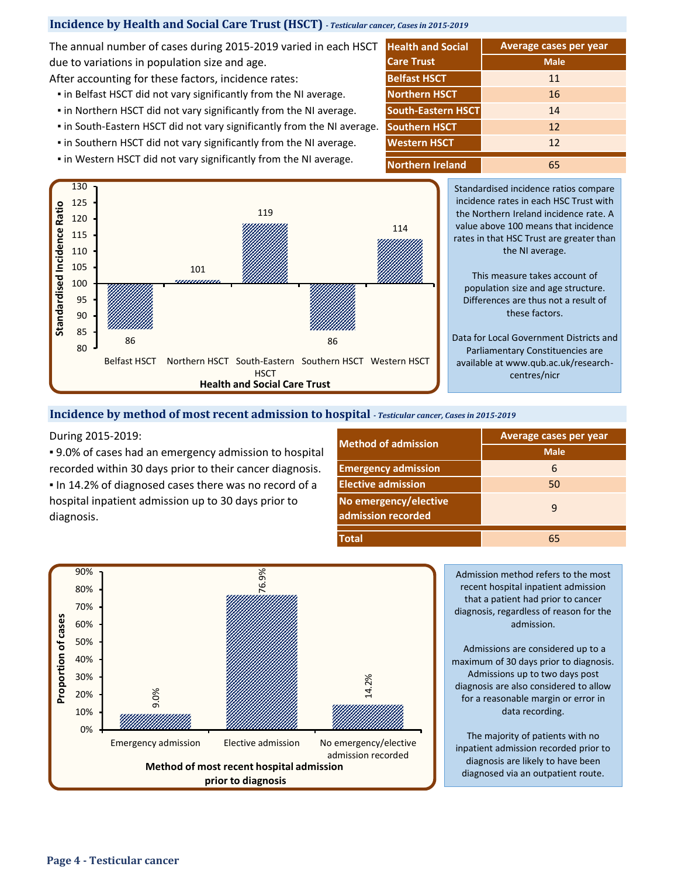## Incidence by Health and Social Care Trust (HSCT) *- Testicular cancer, Cases in 2015-2019*

The annual number of cases during 2015-2019 varied in each HSCT due to variations in population size and age.

After accounting for these factors, incidence rates:

- in Belfast HSCT did not vary significantly from the NI average.
- in Northern HSCT did not vary significantly from the NI average.
- in South-Eastern HSCT did not vary significantly from the NI average.
- in Southern HSCT did not vary significantly from the NI average.
- in Western HSCT did not vary significantly from the NI average.

| Health and Social Care Trust | Average cases per year |
|---|---|
| | Male |
| Belfast HSCT | 11 |
| Northern HSCT | 16 |
| South-Eastern HSCT | 14 |
| Southern HSCT | 12 |
| Western HSCT | 12 |
| Northern Ireland | 65 |

| Health and Social Care Trust | Standardised Incidence Ratio |
|---|---|
| Belfast HSCT | 86 |
| Northern HSCT | 101 |
| South-Eastern HSCT | 119 |
| Southern HSCT | 86 |
| Western HSCT | 114 |

Standardised incidence ratios compare incidence rates in each HSC Trust with the Northern Ireland incidence rate. A value above 100 means that incidence rates in that HSC Trust are greater than the NI average.

This measure takes account of population size and age structure. Differences are thus not a result of these factors.

Data for Local Government Districts and Parliamentary Constituencies are available at www.qub.ac.uk/research-centres/nicr

## Incidence by method of most recent admission to hospital *- Testicular cancer, Cases in 2015-2019*

During 2015-2019:

- 9.0% of cases had an emergency admission to hospital recorded within 30 days prior to their cancer diagnosis.
- In 14.2% of diagnosed cases there was no record of a hospital inpatient admission up to 30 days prior to diagnosis.

| Method of admission | Average cases per year |
|---|---|
| | Male |
| Emergency admission | 6 |
| Elective admission | 50 |
| No emergency/elective admission recorded | 9 |
| Total | 65 |

| Method of most recent hospital admission prior to diagnosis | Proportion of cases |
|---|---|
| Emergency admission | 9.0% |
| Elective admission | 76.9% |
| No emergency/elective admission recorded | 14.2% |

Admission method refers to the most recent hospital inpatient admission that a patient had prior to cancer diagnosis, regardless of reason for the admission.

Admissions are considered up to a maximum of 30 days prior to diagnosis. Admissions up to two days post diagnosis are also considered to allow for a reasonable margin or error in data recording.

The majority of patients with no inpatient admission recorded prior to diagnosis are likely to have been diagnosed via an outpatient route.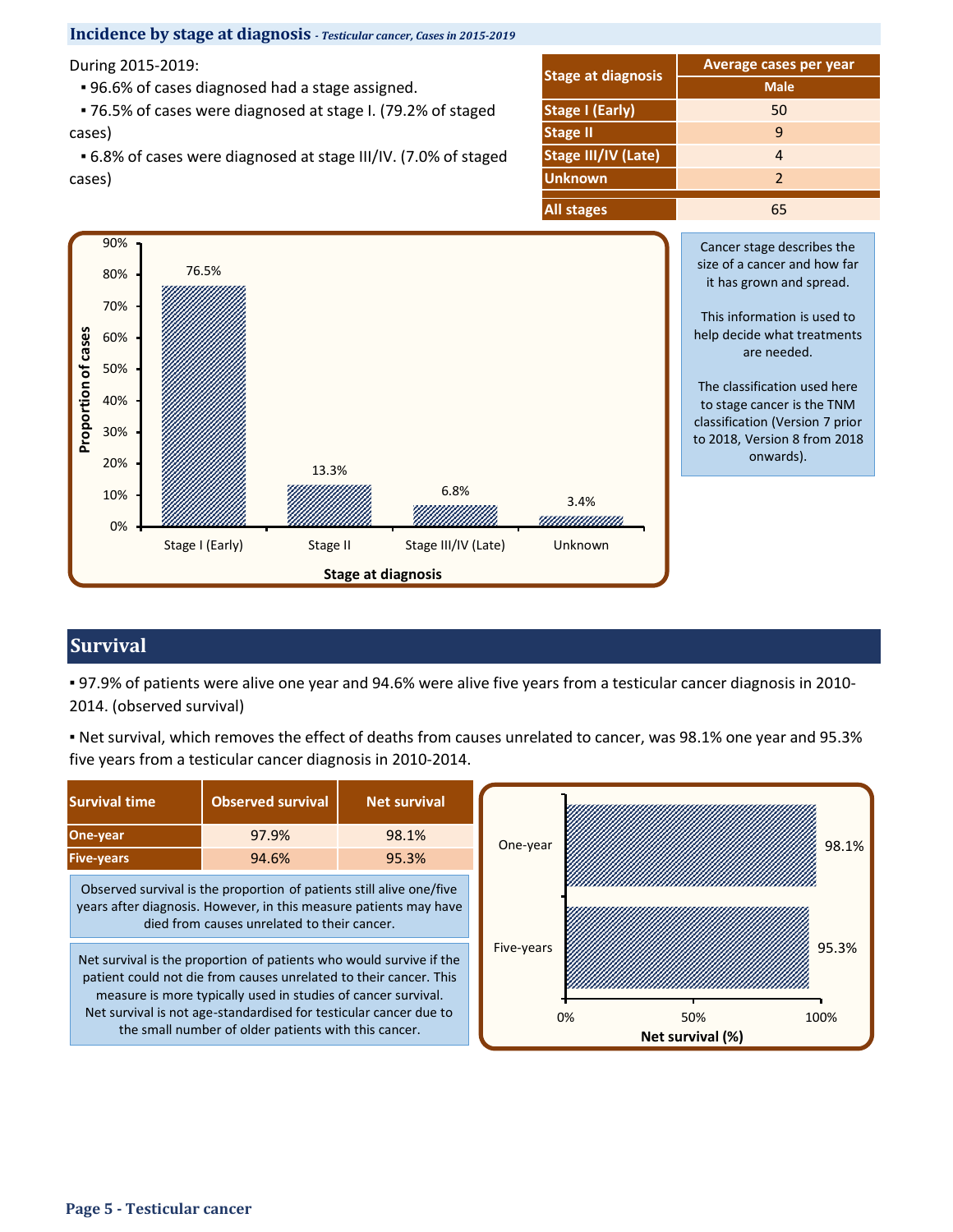## Incidence by stage at diagnosis *- Testicular cancer, Cases in 2015-2019*

During 2015-2019:

- 96.6% of cases diagnosed had a stage assigned.
- 76.5% of cases were diagnosed at stage I. (79.2% of staged cases)
- 6.8% of cases were diagnosed at stage III/IV. (7.0% of staged cases)

| Stage at diagnosis | Average cases per year |
|---|---|
| | Male |
| Stage I (Early) | 50 |
| Stage II | 9 |
| Stage III/IV (Late) | 4 |
| Unknown | 2 |
| All stages | 65 |

| Stage at diagnosis | Proportion of cases |
|---|---|
| Stage I (Early) | 76.5% |
| Stage II | 13.3% |
| Stage III/IV (Late) | 6.8% |
| Unknown | 3.4% |

Cancer stage describes the size of a cancer and how far it has grown and spread.

This information is used to help decide what treatments are needed.

The classification used here to stage cancer is the TNM classification (Version 7 prior to 2018, Version 8 from 2018 onwards).

## Survival

- 97.9% of patients were alive one year and 94.6% were alive five years from a testicular cancer diagnosis in 2010-2014. (observed survival)
- Net survival, which removes the effect of deaths from causes unrelated to cancer, was 98.1% one year and 95.3% five years from a testicular cancer diagnosis in 2010-2014.

| Survival time | Observed survival | Net survival |
|---|---|---|
| One-year | 97.9% | 98.1% |
| Five-years | 94.6% | 95.3% |

Observed survival is the proportion of patients still alive one/five years after diagnosis. However, in this measure patients may have died from causes unrelated to their cancer.

Net survival is the proportion of patients who would survive if the patient could not die from causes unrelated to their cancer. This measure is more typically used in studies of cancer survival. Net survival is not age-standardised for testicular cancer due to the small number of older patients with this cancer.

| | Net survival (%) |
|---|---|
| One-year | 98.1% |
| Five-years | 95.3% |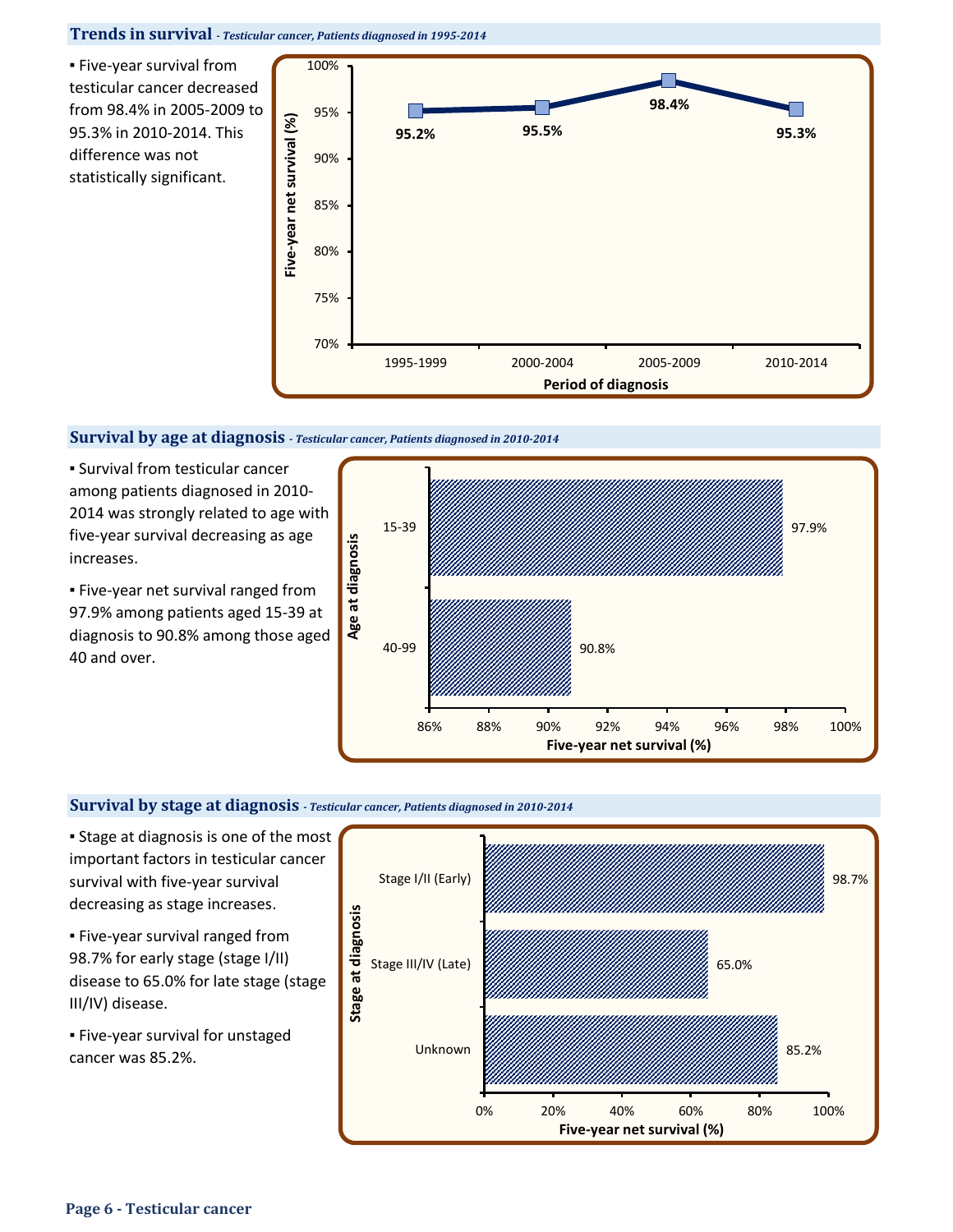## Trends in survival *- Testicular cancer, Patients diagnosed in 1995-2014*

- Five-year survival from testicular cancer decreased from 98.4% in 2005-2009 to 95.3% in 2010-2014. This difference was not statistically significant.

| Period of diagnosis | Five-year net survival (%) |
|---|---|
| 1995-1999 | 95.2% |
| 2000-2004 | 95.5% |
| 2005-2009 | 98.4% |
| 2010-2014 | 95.3% |

## Survival by age at diagnosis *- Testicular cancer, Patients diagnosed in 2010-2014*

- Survival from testicular cancer among patients diagnosed in 2010-2014 was strongly related to age with five-year survival decreasing as age increases.
- Five-year net survival ranged from 97.9% among patients aged 15-39 at diagnosis to 90.8% among those aged 40 and over.

| Age at diagnosis | Five-year net survival (%) |
|---|---|
| 15-39 | 97.9% |
| 40-99 | 90.8% |

## Survival by stage at diagnosis *- Testicular cancer, Patients diagnosed in 2010-2014*

- Stage at diagnosis is one of the most important factors in testicular cancer survival with five-year survival decreasing as stage increases.
- Five-year survival ranged from 98.7% for early stage (stage I/II) disease to 65.0% for late stage (stage III/IV) disease.
- Five-year survival for unstaged cancer was 85.2%.

| Stage at diagnosis | Five-year net survival (%) |
|---|---|
| Stage I/II (Early) | 98.7% |
| Stage III/IV (Late) | 65.0% |
| Unknown | 85.2% |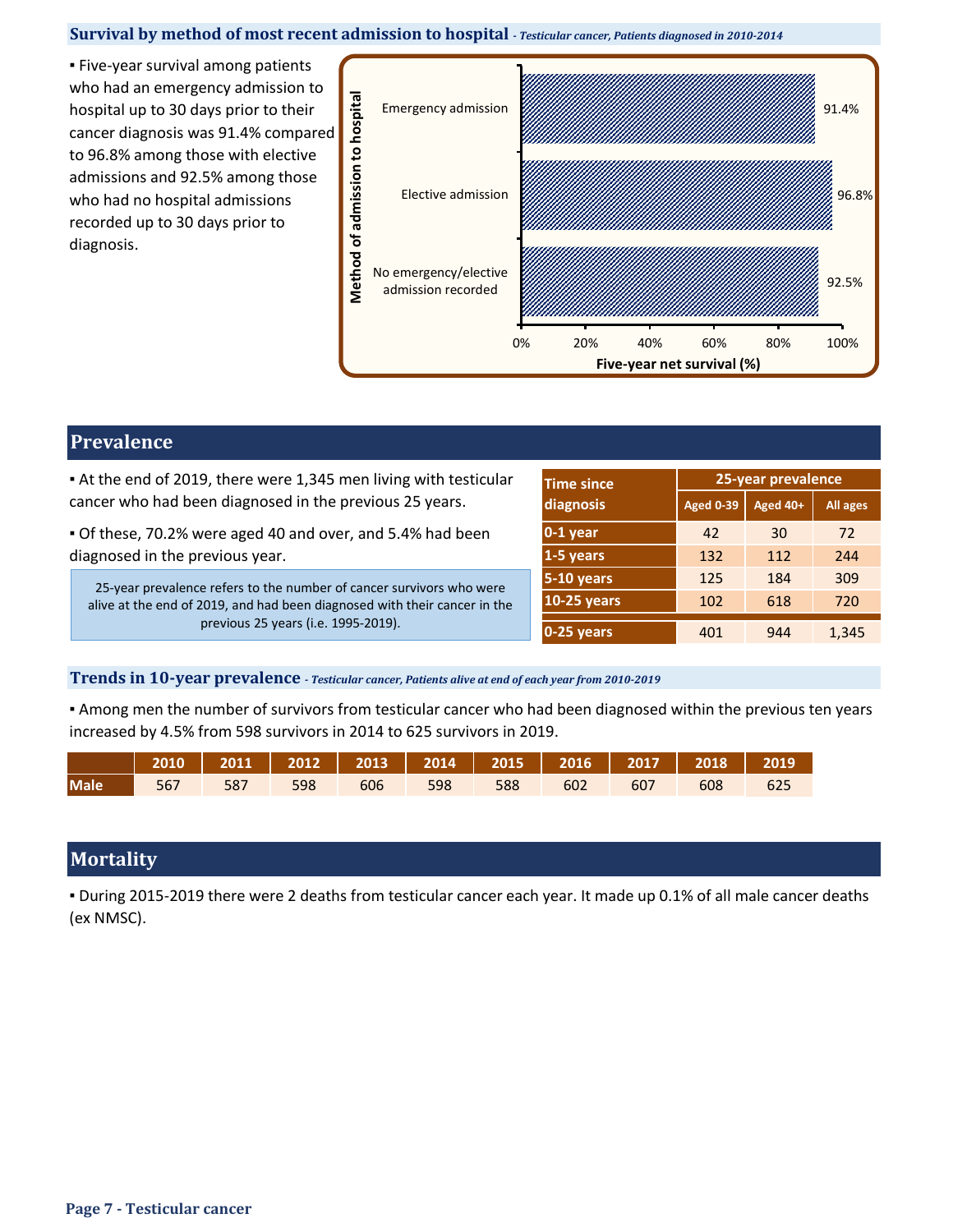## Survival by method of most recent admission to hospital *- Testicular cancer, Patients diagnosed in 2010-2014*

- Five-year survival among patients who had an emergency admission to hospital up to 30 days prior to their cancer diagnosis was 91.4% compared to 96.8% among those with elective admissions and 92.5% among those who had no hospital admissions recorded up to 30 days prior to diagnosis.

| Method of admission to hospital | Five-year net survival (%) |
|---|---|
| Emergency admission | 91.4% |
| Elective admission | 96.8% |
| No emergency/elective admission recorded | 92.5% |

# Prevalence

- At the end of 2019, there were 1,345 men living with testicular cancer who had been diagnosed in the previous 25 years.
- Of these, 70.2% were aged 40 and over, and 5.4% had been diagnosed in the previous year.

25-year prevalence refers to the number of cancer survivors who were alive at the end of 2019, and had been diagnosed with their cancer in the previous 25 years (i.e. 1995-2019).

| Time since diagnosis | 25-year prevalence | | |
|---|---|---|---|
| | Aged 0-39 | Aged 40+ | All ages |
| 0-1 year | 42 | 30 | 72 |
| 1-5 years | 132 | 112 | 244 |
| 5-10 years | 125 | 184 | 309 |
| 10-25 years | 102 | 618 | 720 |
| 0-25 years | 401 | 944 | 1,345 |

## Trends in 10-year prevalence *- Testicular cancer, Patients alive at end of each year from 2010-2019*

- Among men the number of survivors from testicular cancer who had been diagnosed within the previous ten years increased by 4.5% from 598 survivors in 2014 to 625 survivors in 2019.

| | 2010 | 2011 | 2012 | 2013 | 2014 | 2015 | 2016 | 2017 | 2018 | 2019 |
|---|---|---|---|---|---|---|---|---|---|---|
| Male | 567 | 587 | 598 | 606 | 598 | 588 | 602 | 607 | 608 | 625 |

# Mortality

- During 2015-2019 there were 2 deaths from testicular cancer each year. It made up 0.1% of all male cancer deaths (ex NMSC).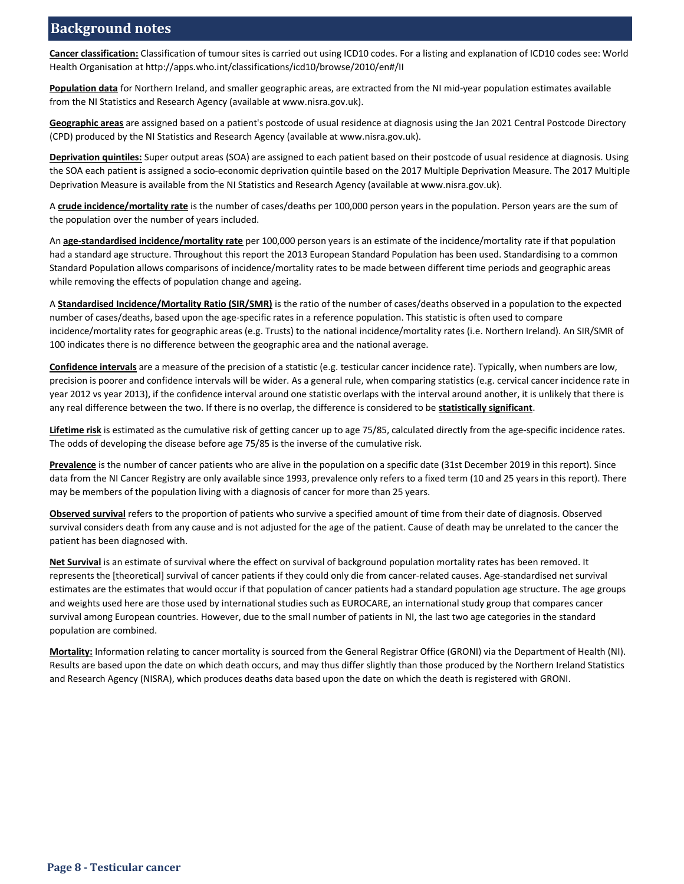## Background notes

**Cancer classification:** Classification of tumour sites is carried out using ICD10 codes. For a listing and explanation of ICD10 codes see: World Health Organisation at http://apps.who.int/classifications/icd10/browse/2010/en#/II

**Population data** for Northern Ireland, and smaller geographic areas, are extracted from the NI mid-year population estimates available from the NI Statistics and Research Agency (available at www.nisra.gov.uk).

**Geographic areas** are assigned based on a patient's postcode of usual residence at diagnosis using the Jan 2021 Central Postcode Directory (CPD) produced by the NI Statistics and Research Agency (available at www.nisra.gov.uk).

**Deprivation quintiles:** Super output areas (SOA) are assigned to each patient based on their postcode of usual residence at diagnosis. Using the SOA each patient is assigned a socio-economic deprivation quintile based on the 2017 Multiple Deprivation Measure. The 2017 Multiple Deprivation Measure is available from the NI Statistics and Research Agency (available at www.nisra.gov.uk).

A **crude incidence/mortality rate** is the number of cases/deaths per 100,000 person years in the population. Person years are the sum of the population over the number of years included.

An **age-standardised incidence/mortality rate** per 100,000 person years is an estimate of the incidence/mortality rate if that population had a standard age structure. Throughout this report the 2013 European Standard Population has been used. Standardising to a common Standard Population allows comparisons of incidence/mortality rates to be made between different time periods and geographic areas while removing the effects of population change and ageing.

A **Standardised Incidence/Mortality Ratio (SIR/SMR)** is the ratio of the number of cases/deaths observed in a population to the expected number of cases/deaths, based upon the age-specific rates in a reference population. This statistic is often used to compare incidence/mortality rates for geographic areas (e.g. Trusts) to the national incidence/mortality rates (i.e. Northern Ireland). An SIR/SMR of 100 indicates there is no difference between the geographic area and the national average.

**Confidence intervals** are a measure of the precision of a statistic (e.g. testicular cancer incidence rate). Typically, when numbers are low, precision is poorer and confidence intervals will be wider. As a general rule, when comparing statistics (e.g. cervical cancer incidence rate in year 2012 vs year 2013), if the confidence interval around one statistic overlaps with the interval around another, it is unlikely that there is any real difference between the two. If there is no overlap, the difference is considered to be **statistically significant**.

**Lifetime risk** is estimated as the cumulative risk of getting cancer up to age 75/85, calculated directly from the age-specific incidence rates. The odds of developing the disease before age 75/85 is the inverse of the cumulative risk.

**Prevalence** is the number of cancer patients who are alive in the population on a specific date (31st December 2019 in this report). Since data from the NI Cancer Registry are only available since 1993, prevalence only refers to a fixed term (10 and 25 years in this report). There may be members of the population living with a diagnosis of cancer for more than 25 years.

**Observed survival** refers to the proportion of patients who survive a specified amount of time from their date of diagnosis. Observed survival considers death from any cause and is not adjusted for the age of the patient. Cause of death may be unrelated to the cancer the patient has been diagnosed with.

**Net Survival** is an estimate of survival where the effect on survival of background population mortality rates has been removed. It represents the [theoretical] survival of cancer patients if they could only die from cancer-related causes. Age-standardised net survival estimates are the estimates that would occur if that population of cancer patients had a standard population age structure. The age groups and weights used here are those used by international studies such as EUROCARE, an international study group that compares cancer survival among European countries. However, due to the small number of patients in NI, the last two age categories in the standard population are combined.

**Mortality:** Information relating to cancer mortality is sourced from the General Registrar Office (GRONI) via the Department of Health (NI). Results are based upon the date on which death occurs, and may thus differ slightly than those produced by the Northern Ireland Statistics and Research Agency (NISRA), which produces deaths data based upon the date on which the death is registered with GRONI.